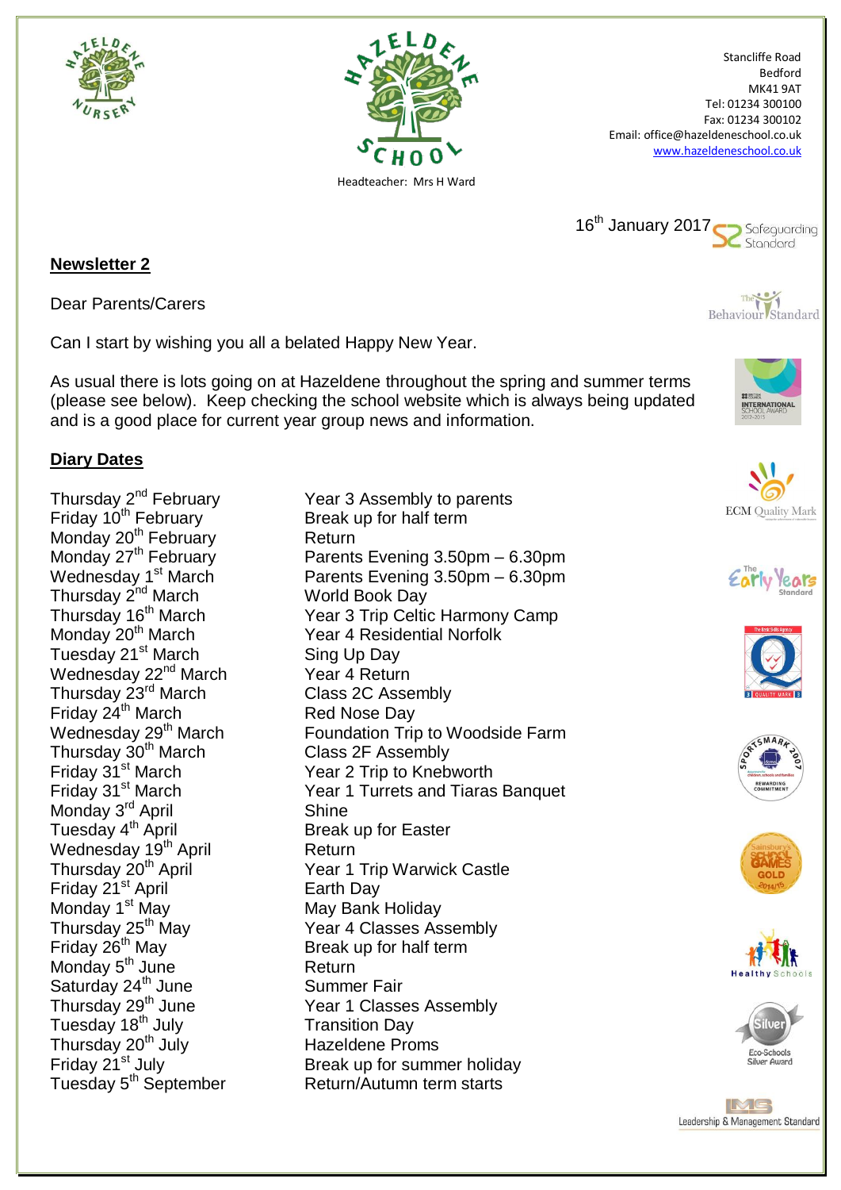Stancliffe Road
Bedford
MK41 9AT
Tel: 01234 300100
Fax: 01234 300102
Email: office@hazeldeneschool.co.uk
www.hazeldeneschool.co.uk

Headteacher: Mrs H Ward

16th January 2017

## Newsletter 2

Dear Parents/Carers

Can I start by wishing you all a belated Happy New Year.

As usual there is lots going on at Hazeldene throughout the spring and summer terms (please see below). Keep checking the school website which is always being updated and is a good place for current year group news and information.

## Diary Dates

| Date | Event |
|---|---|
| Thursday 2nd February | Year 3 Assembly to parents |
| Friday 10th February | Break up for half term |
| Monday 20th February | Return |
| Monday 27th February | Parents Evening 3.50pm – 6.30pm |
| Wednesday 1st March | Parents Evening 3.50pm – 6.30pm |
| Thursday 2nd March | World Book Day |
| Thursday 16th March | Year 3 Trip Celtic Harmony Camp |
| Monday 20th March | Year 4 Residential Norfolk |
| Tuesday 21st March | Sing Up Day |
| Wednesday 22nd March | Year 4 Return |
| Thursday 23rd March | Class 2C Assembly |
| Friday 24th March | Red Nose Day |
| Wednesday 29th March | Foundation Trip to Woodside Farm |
| Thursday 30th March | Class 2F Assembly |
| Friday 31st March | Year 2 Trip to Knebworth |
| Friday 31st March | Year 1 Turrets and Tiaras Banquet |
| Monday 3rd April | Shine |
| Tuesday 4th April | Break up for Easter |
| Wednesday 19th April | Return |
| Thursday 20th April | Year 1 Trip Warwick Castle |
| Friday 21st April | Earth Day |
| Monday 1st May | May Bank Holiday |
| Thursday 25th May | Year 4 Classes Assembly |
| Friday 26th May | Break up for half term |
| Monday 5th June | Return |
| Saturday 24th June | Summer Fair |
| Thursday 29th June | Year 1 Classes Assembly |
| Tuesday 18th July | Transition Day |
| Thursday 20th July | Hazeldene Proms |
| Friday 21st July | Break up for summer holiday |
| Tuesday 5th September | Return/Autumn term starts |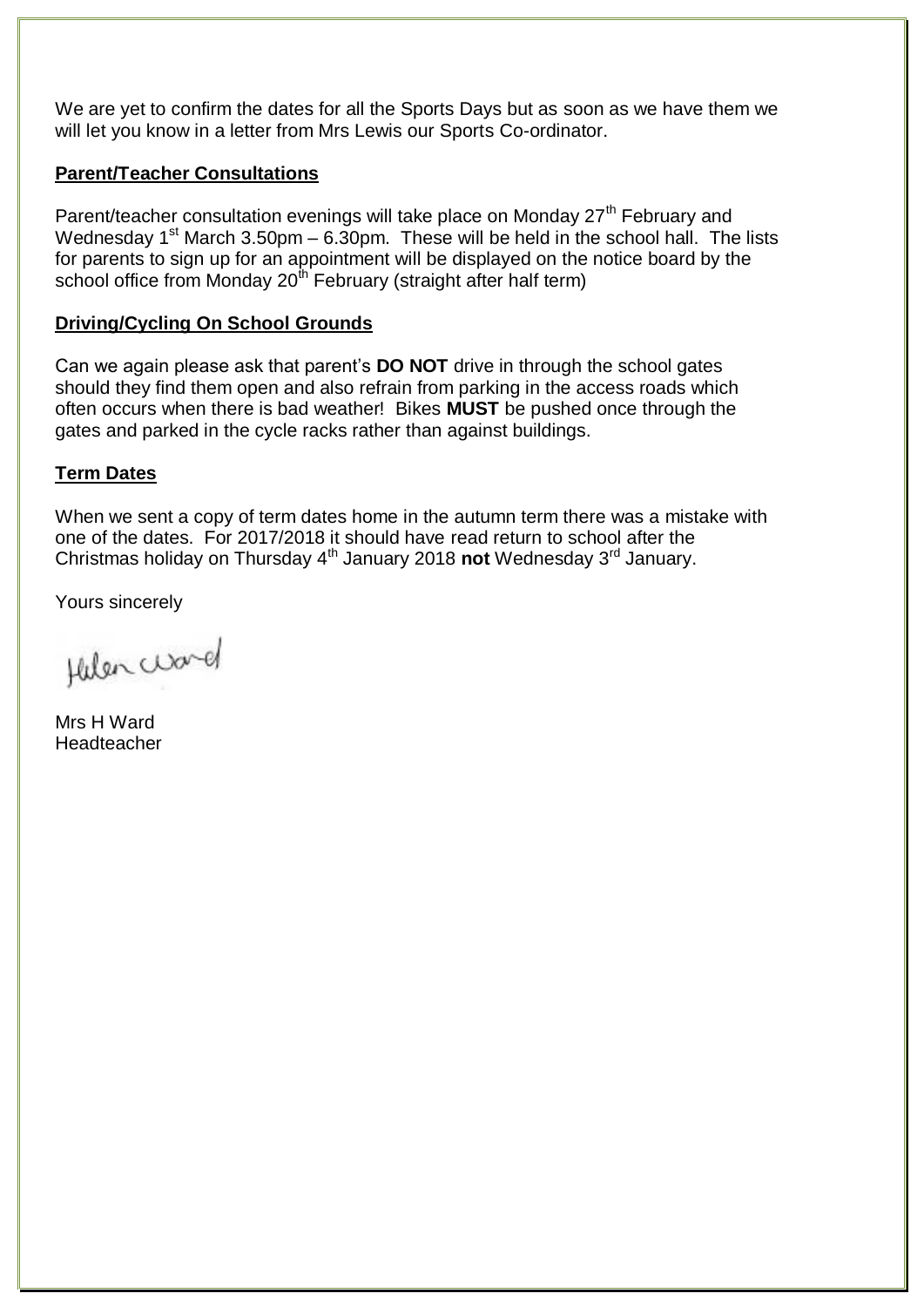We are yet to confirm the dates for all the Sports Days but as soon as we have them we will let you know in a letter from Mrs Lewis our Sports Co-ordinator.

**Parent/Teacher Consultations**

Parent/teacher consultation evenings will take place on Monday 27th February and Wednesday 1st March 3.50pm – 6.30pm. These will be held in the school hall. The lists for parents to sign up for an appointment will be displayed on the notice board by the school office from Monday 20th February (straight after half term)

**Driving/Cycling On School Grounds**

Can we again please ask that parent's **DO NOT** drive in through the school gates should they find them open and also refrain from parking in the access roads which often occurs when there is bad weather! Bikes **MUST** be pushed once through the gates and parked in the cycle racks rather than against buildings.

**Term Dates**

When we sent a copy of term dates home in the autumn term there was a mistake with one of the dates. For 2017/2018 it should have read return to school after the Christmas holiday on Thursday 4th January 2018 **not** Wednesday 3rd January.

Yours sincerely

Helen Ward

Mrs H Ward
Headteacher